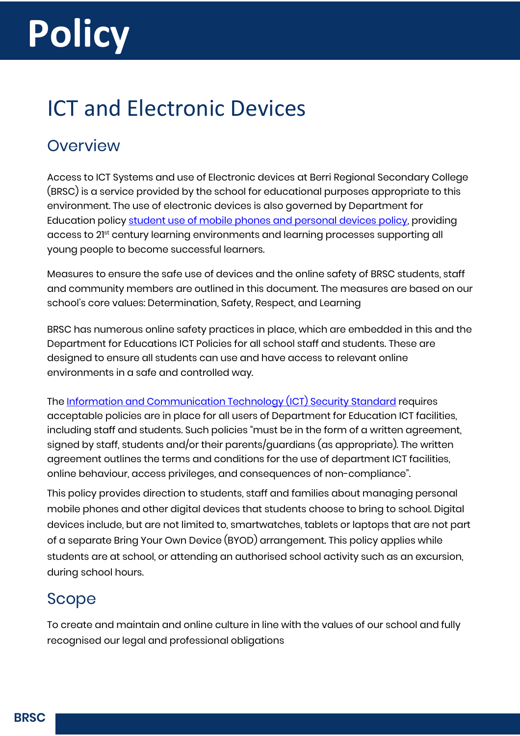# Policy

# ICT and Electronic Devices

## Overview

Access to ICT Systems and use of Electronic devices at Berri Regional Secondary College (BRSC) is a service provided by the school for educational purposes appropriate to this environment. The use of electronic devices is also governed by Department for Education policy [student use of mobile phones and personal devices policy](), providing access to 21st century learning environments and learning processes supporting all young people to become successful learners.

Measures to ensure the safe use of devices and the online safety of BRSC students, staff and community members are outlined in this document. The measures are based on our school's core values: Determination, Safety, Respect, and Learning

BRSC has numerous online safety practices in place, which are embedded in this and the Department for Educations ICT Policies for all school staff and students. These are designed to ensure all students can use and have access to relevant online environments in a safe and controlled way.

The [Information and Communication Technology (ICT) Security Standard]() requires acceptable policies are in place for all users of Department for Education ICT facilities, including staff and students. Such policies "must be in the form of a written agreement, signed by staff, students and/or their parents/guardians (as appropriate). The written agreement outlines the terms and conditions for the use of department ICT facilities, online behaviour, access privileges, and consequences of non-compliance".

This policy provides direction to students, staff and families about managing personal mobile phones and other digital devices that students choose to bring to school. Digital devices include, but are not limited to, smartwatches, tablets or laptops that are not part of a separate Bring Your Own Device (BYOD) arrangement. This policy applies while students are at school, or attending an authorised school activity such as an excursion, during school hours.

## Scope

To create and maintain and online culture in line with the values of our school and fully recognised our legal and professional obligations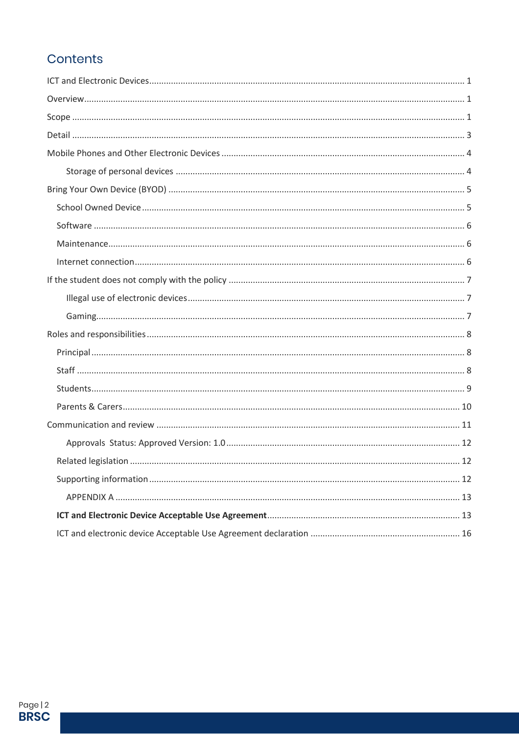## Contents

- ICT and Electronic Devices ... 1
- Overview ... 1
- Scope ... 1
- Detail ... 3
- Mobile Phones and Other Electronic Devices ... 4
    - Storage of personal devices ... 4
- Bring Your Own Device (BYOD) ... 5
    - School Owned Device ... 5
    - Software ... 6
    - Maintenance ... 6
    - Internet connection ... 6
- If the student does not comply with the policy ... 7
    - Illegal use of electronic devices ... 7
    - Gaming ... 7
- Roles and responsibilities ... 8
    - Principal ... 8
    - Staff ... 8
    - Students ... 9
    - Parents & Carers ... 10
- Communication and review ... 11
    - Approvals Status: Approved Version: 1.0 ... 12
    - Related legislation ... 12
    - Supporting information ... 12
        - APPENDIX A ... 13
    - **ICT and Electronic Device Acceptable Use Agreement** ... 13
    - ICT and electronic device Acceptable Use Agreement declaration ... 16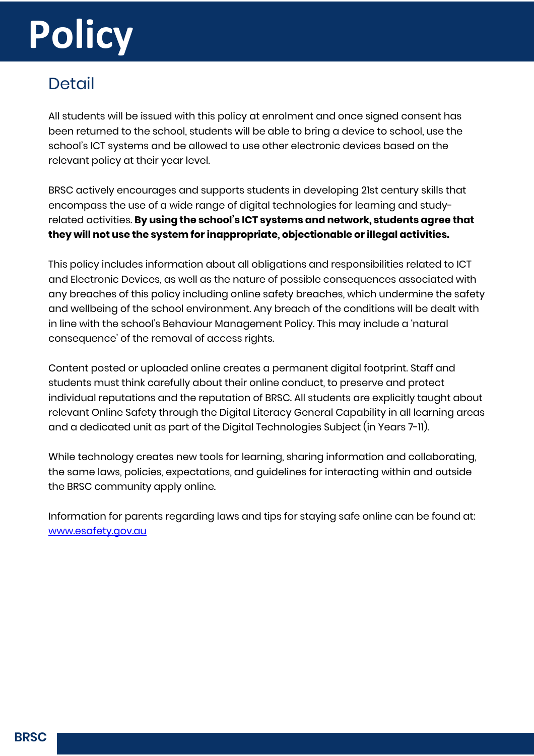# Policy

## Detail

All students will be issued with this policy at enrolment and once signed consent has been returned to the school, students will be able to bring a device to school, use the school's ICT systems and be allowed to use other electronic devices based on the relevant policy at their year level.

BRSC actively encourages and supports students in developing 21st century skills that encompass the use of a wide range of digital technologies for learning and study-related activities. **By using the school's ICT systems and network, students agree that they will not use the system for inappropriate, objectionable or illegal activities.**

This policy includes information about all obligations and responsibilities related to ICT and Electronic Devices, as well as the nature of possible consequences associated with any breaches of this policy including online safety breaches, which undermine the safety and wellbeing of the school environment. Any breach of the conditions will be dealt with in line with the school's Behaviour Management Policy. This may include a 'natural consequence' of the removal of access rights.

Content posted or uploaded online creates a permanent digital footprint. Staff and students must think carefully about their online conduct, to preserve and protect individual reputations and the reputation of BRSC. All students are explicitly taught about relevant Online Safety through the Digital Literacy General Capability in all learning areas and a dedicated unit as part of the Digital Technologies Subject (in Years 7-11).

While technology creates new tools for learning, sharing information and collaborating, the same laws, policies, expectations, and guidelines for interacting within and outside the BRSC community apply online.

Information for parents regarding laws and tips for staying safe online can be found at: [www.esafety.gov.au](http://www.esafety.gov.au)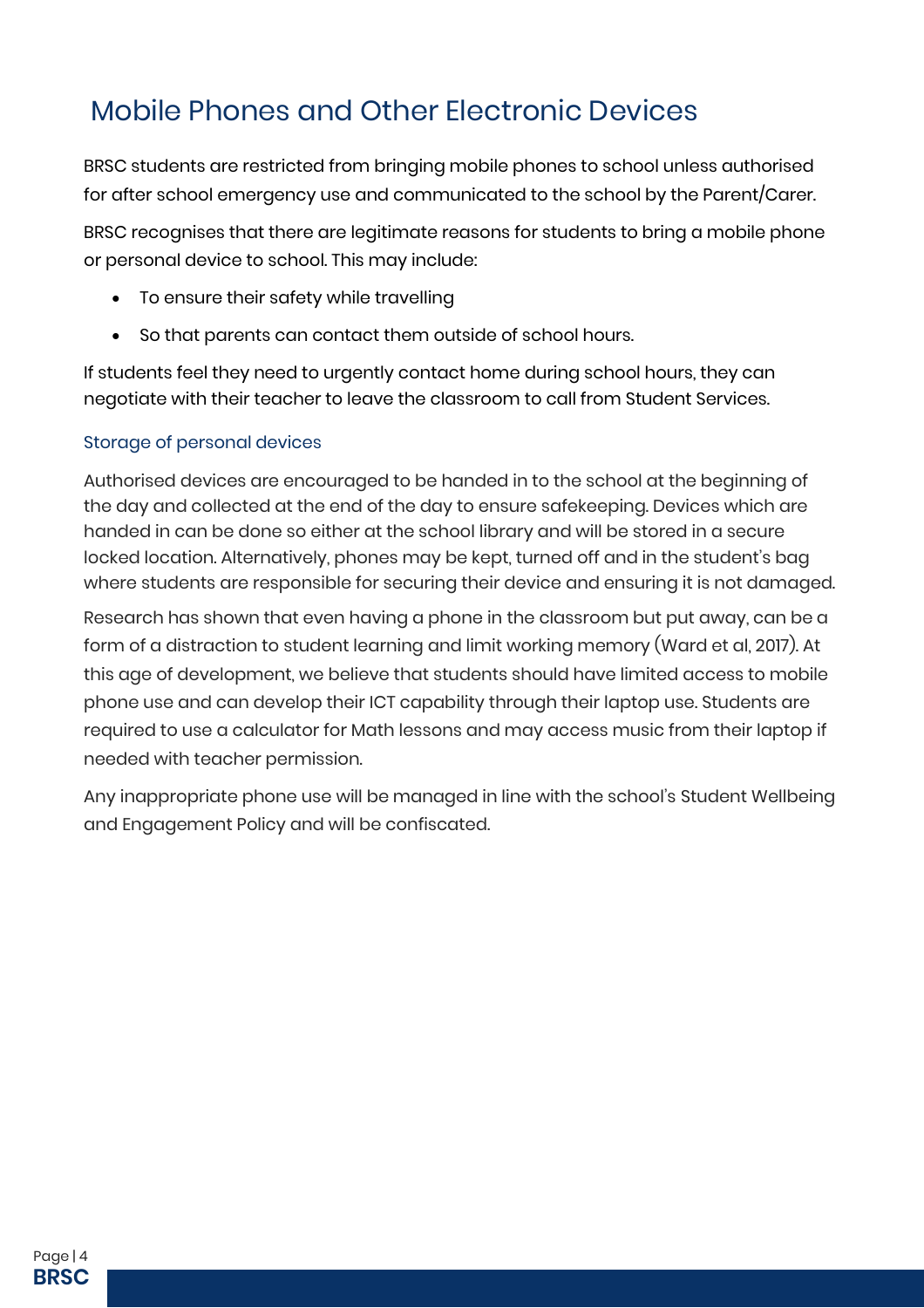# Mobile Phones and Other Electronic Devices

BRSC students are restricted from bringing mobile phones to school unless authorised for after school emergency use and communicated to the school by the Parent/Carer.

BRSC recognises that there are legitimate reasons for students to bring a mobile phone or personal device to school. This may include:

- To ensure their safety while travelling
- So that parents can contact them outside of school hours.

If students feel they need to urgently contact home during school hours, they can negotiate with their teacher to leave the classroom to call from Student Services.

## Storage of personal devices

Authorised devices are encouraged to be handed in to the school at the beginning of the day and collected at the end of the day to ensure safekeeping. Devices which are handed in can be done so either at the school library and will be stored in a secure locked location. Alternatively, phones may be kept, turned off and in the student's bag where students are responsible for securing their device and ensuring it is not damaged.

Research has shown that even having a phone in the classroom but put away, can be a form of a distraction to student learning and limit working memory (Ward et al, 2017). At this age of development, we believe that students should have limited access to mobile phone use and can develop their ICT capability through their laptop use. Students are required to use a calculator for Math lessons and may access music from their laptop if needed with teacher permission.

Any inappropriate phone use will be managed in line with the school's Student Wellbeing and Engagement Policy and will be confiscated.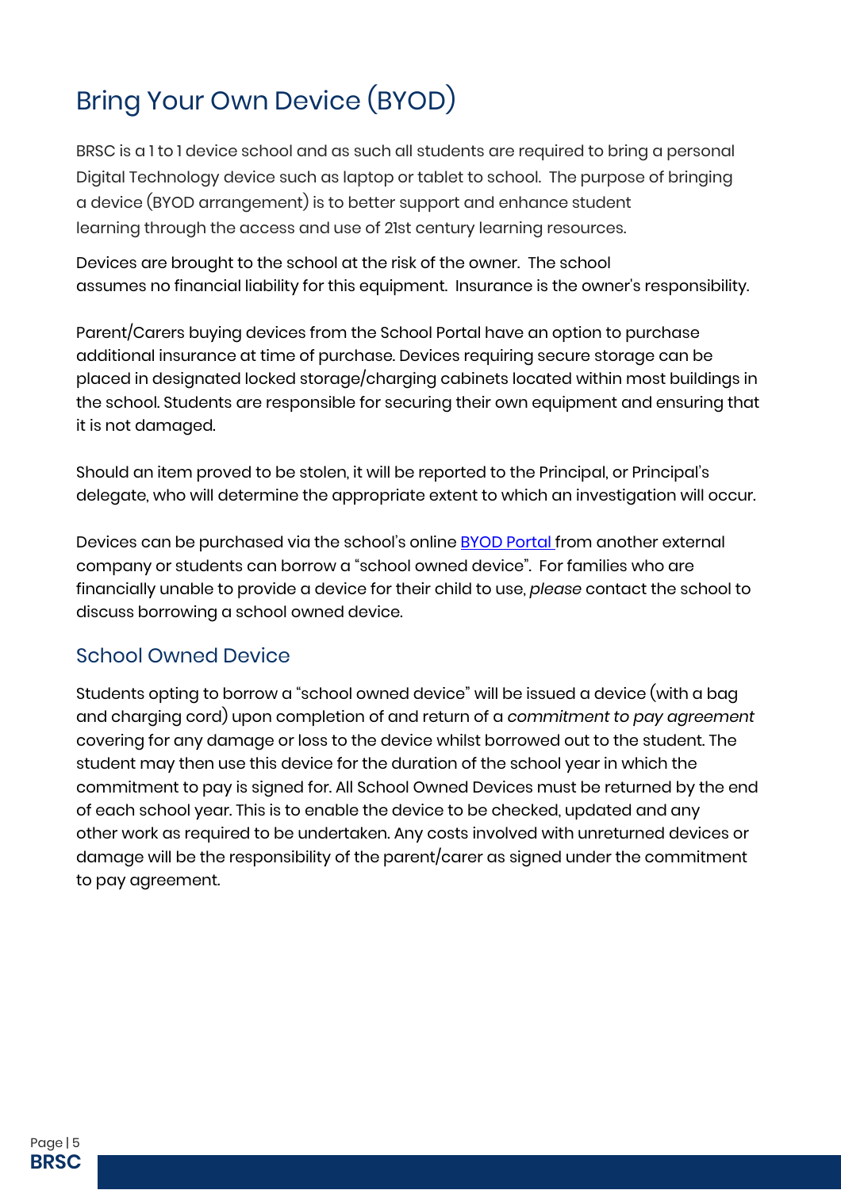# Bring Your Own Device (BYOD)

BRSC is a 1 to 1 device school and as such all students are required to bring a personal Digital Technology device such as laptop or tablet to school. The purpose of bringing a device (BYOD arrangement) is to better support and enhance student learning through the access and use of 21st century learning resources.

Devices are brought to the school at the risk of the owner. The school assumes no financial liability for this equipment. Insurance is the owner's responsibility.

Parent/Carers buying devices from the School Portal have an option to purchase additional insurance at time of purchase. Devices requiring secure storage can be placed in designated locked storage/charging cabinets located within most buildings in the school. Students are responsible for securing their own equipment and ensuring that it is not damaged.

Should an item proved to be stolen, it will be reported to the Principal, or Principal's delegate, who will determine the appropriate extent to which an investigation will occur.

Devices can be purchased via the school's online BYOD Portal from another external company or students can borrow a "school owned device". For families who are financially unable to provide a device for their child to use, *please* contact the school to discuss borrowing a school owned device.

## School Owned Device

Students opting to borrow a "school owned device" will be issued a device (with a bag and charging cord) upon completion of and return of a *commitment to pay agreement* covering for any damage or loss to the device whilst borrowed out to the student. The student may then use this device for the duration of the school year in which the commitment to pay is signed for. All School Owned Devices must be returned by the end of each school year. This is to enable the device to be checked, updated and any other work as required to be undertaken. Any costs involved with unreturned devices or damage will be the responsibility of the parent/carer as signed under the commitment to pay agreement.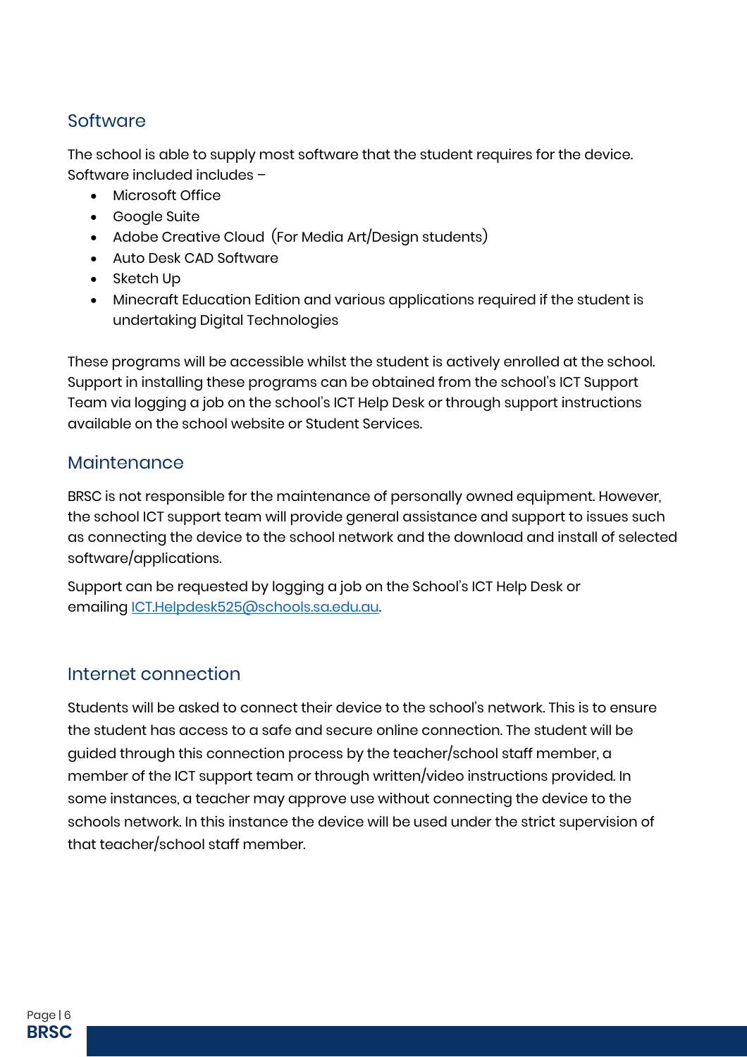## Software

The school is able to supply most software that the student requires for the device. Software included includes –

- Microsoft Office
- Google Suite
- Adobe Creative Cloud (For Media Art/Design students)
- Auto Desk CAD Software
- Sketch Up
- Minecraft Education Edition and various applications required if the student is undertaking Digital Technologies

These programs will be accessible whilst the student is actively enrolled at the school. Support in installing these programs can be obtained from the school's ICT Support Team via logging a job on the school's ICT Help Desk or through support instructions available on the school website or Student Services.

## Maintenance

BRSC is not responsible for the maintenance of personally owned equipment. However, the school ICT support team will provide general assistance and support to issues such as connecting the device to the school network and the download and install of selected software/applications.

Support can be requested by logging a job on the School's ICT Help Desk or emailing [ICT.Helpdesk525@schools.sa.edu.au](mailto:ICT.Helpdesk525@schools.sa.edu.au).

## Internet connection

Students will be asked to connect their device to the school's network. This is to ensure the student has access to a safe and secure online connection. The student will be guided through this connection process by the teacher/school staff member, a member of the ICT support team or through written/video instructions provided. In some instances, a teacher may approve use without connecting the device to the schools network. In this instance the device will be used under the strict supervision of that teacher/school staff member.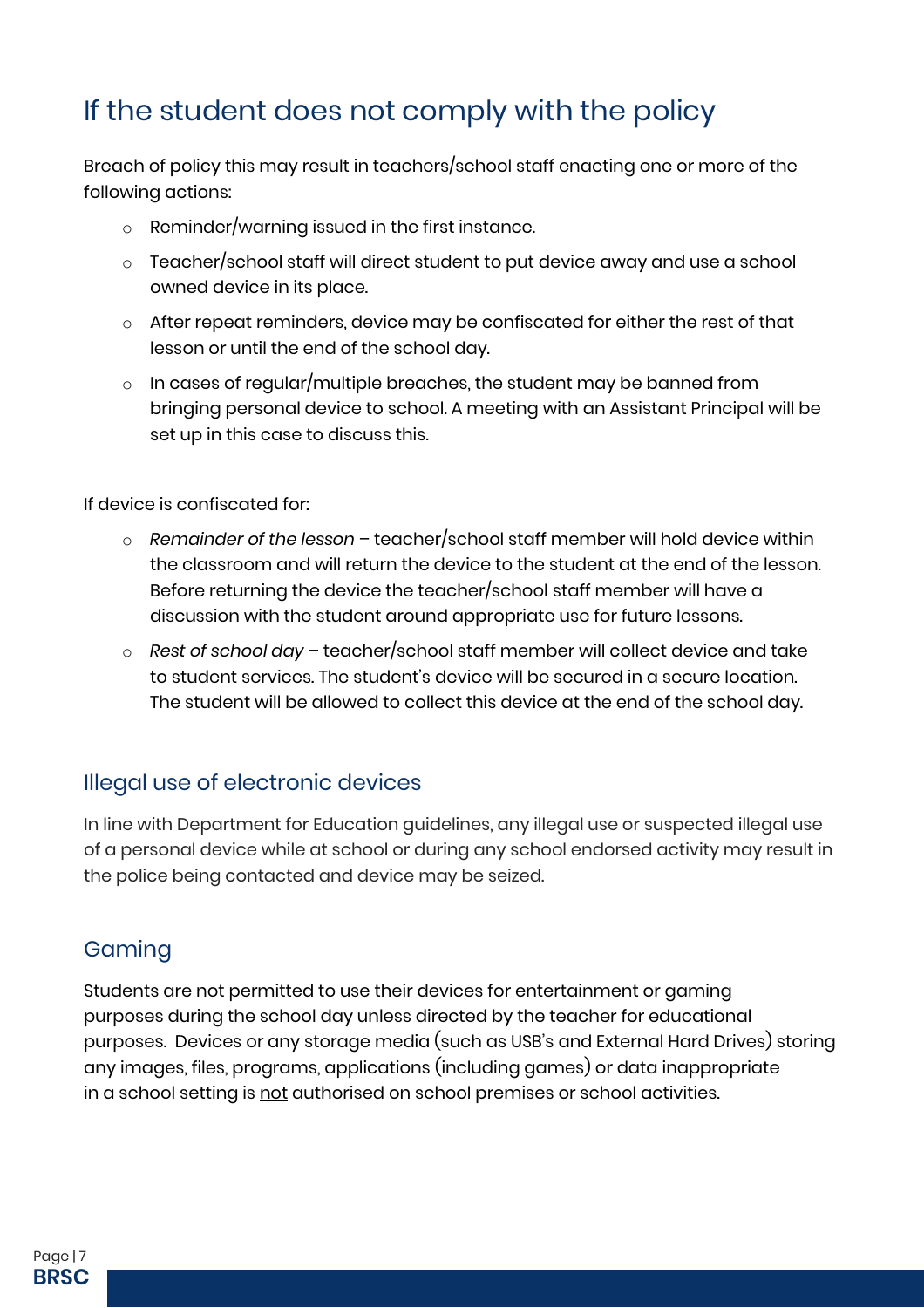## If the student does not comply with the policy

Breach of policy this may result in teachers/school staff enacting one or more of the following actions:

- Reminder/warning issued in the first instance.
- Teacher/school staff will direct student to put device away and use a school owned device in its place.
- After repeat reminders, device may be confiscated for either the rest of that lesson or until the end of the school day.
- In cases of regular/multiple breaches, the student may be banned from bringing personal device to school. A meeting with an Assistant Principal will be set up in this case to discuss this.

If device is confiscated for:

- *Remainder of the lesson* – teacher/school staff member will hold device within the classroom and will return the device to the student at the end of the lesson. Before returning the device the teacher/school staff member will have a discussion with the student around appropriate use for future lessons.
- *Rest of school day* – teacher/school staff member will collect device and take to student services. The student's device will be secured in a secure location. The student will be allowed to collect this device at the end of the school day.

### Illegal use of electronic devices

In line with Department for Education guidelines, any illegal use or suspected illegal use of a personal device while at school or during any school endorsed activity may result in the police being contacted and device may be seized.

### Gaming

Students are not permitted to use their devices for entertainment or gaming purposes during the school day unless directed by the teacher for educational purposes. Devices or any storage media (such as USB's and External Hard Drives) storing any images, files, programs, applications (including games) or data inappropriate in a school setting is <u>not</u> authorised on school premises or school activities.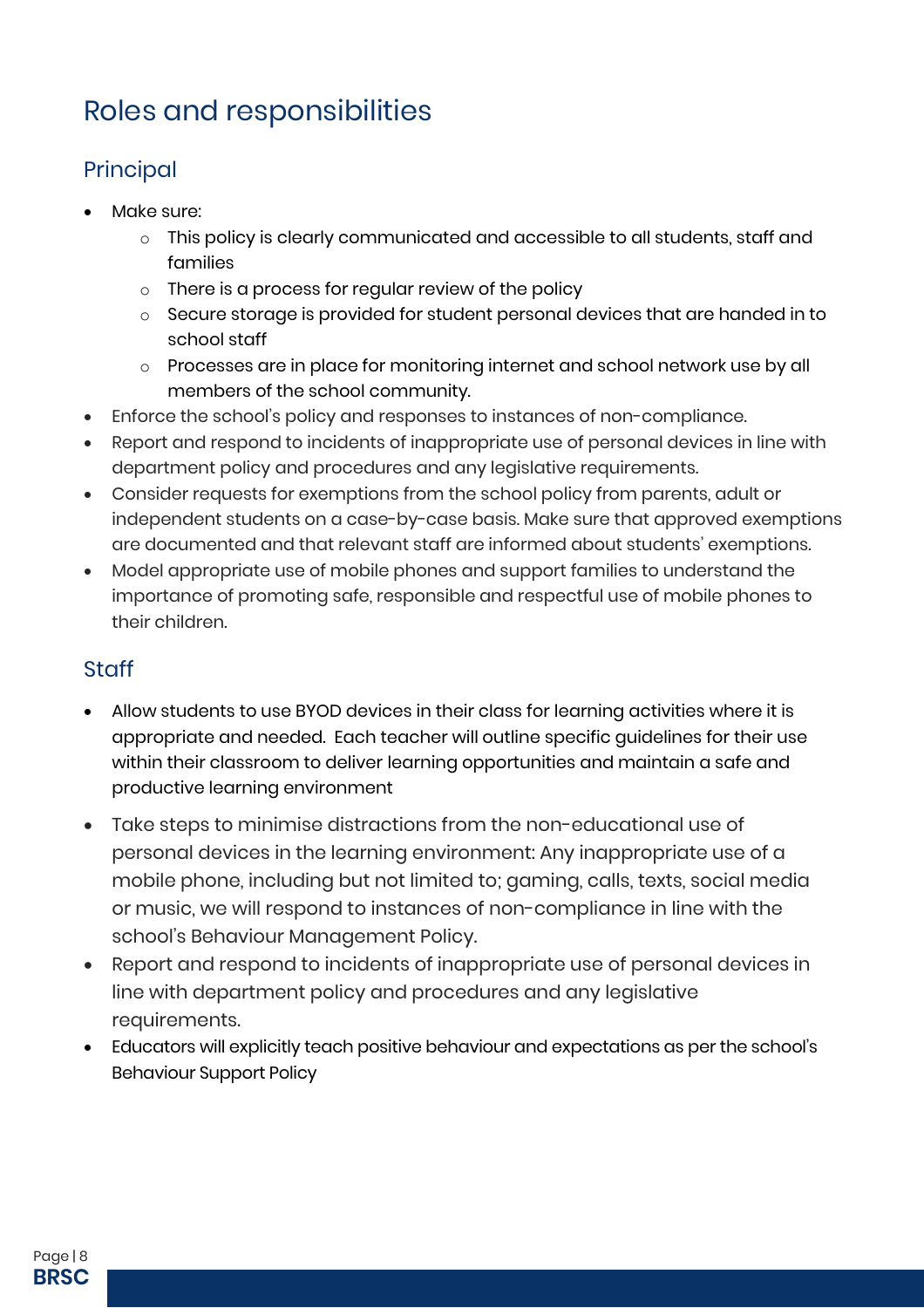# Roles and responsibilities

## Principal

- Make sure:
  - This policy is clearly communicated and accessible to all students, staff and families
  - There is a process for regular review of the policy
  - Secure storage is provided for student personal devices that are handed in to school staff
  - Processes are in place for monitoring internet and school network use by all members of the school community.
- Enforce the school's policy and responses to instances of non-compliance.
- Report and respond to incidents of inappropriate use of personal devices in line with department policy and procedures and any legislative requirements.
- Consider requests for exemptions from the school policy from parents, adult or independent students on a case-by-case basis. Make sure that approved exemptions are documented and that relevant staff are informed about students' exemptions.
- Model appropriate use of mobile phones and support families to understand the importance of promoting safe, responsible and respectful use of mobile phones to their children.

## Staff

- Allow students to use BYOD devices in their class for learning activities where it is appropriate and needed. Each teacher will outline specific guidelines for their use within their classroom to deliver learning opportunities and maintain a safe and productive learning environment
- Take steps to minimise distractions from the non-educational use of personal devices in the learning environment: Any inappropriate use of a mobile phone, including but not limited to; gaming, calls, texts, social media or music, we will respond to instances of non-compliance in line with the school's Behaviour Management Policy.
- Report and respond to incidents of inappropriate use of personal devices in line with department policy and procedures and any legislative requirements.
- Educators will explicitly teach positive behaviour and expectations as per the school's Behaviour Support Policy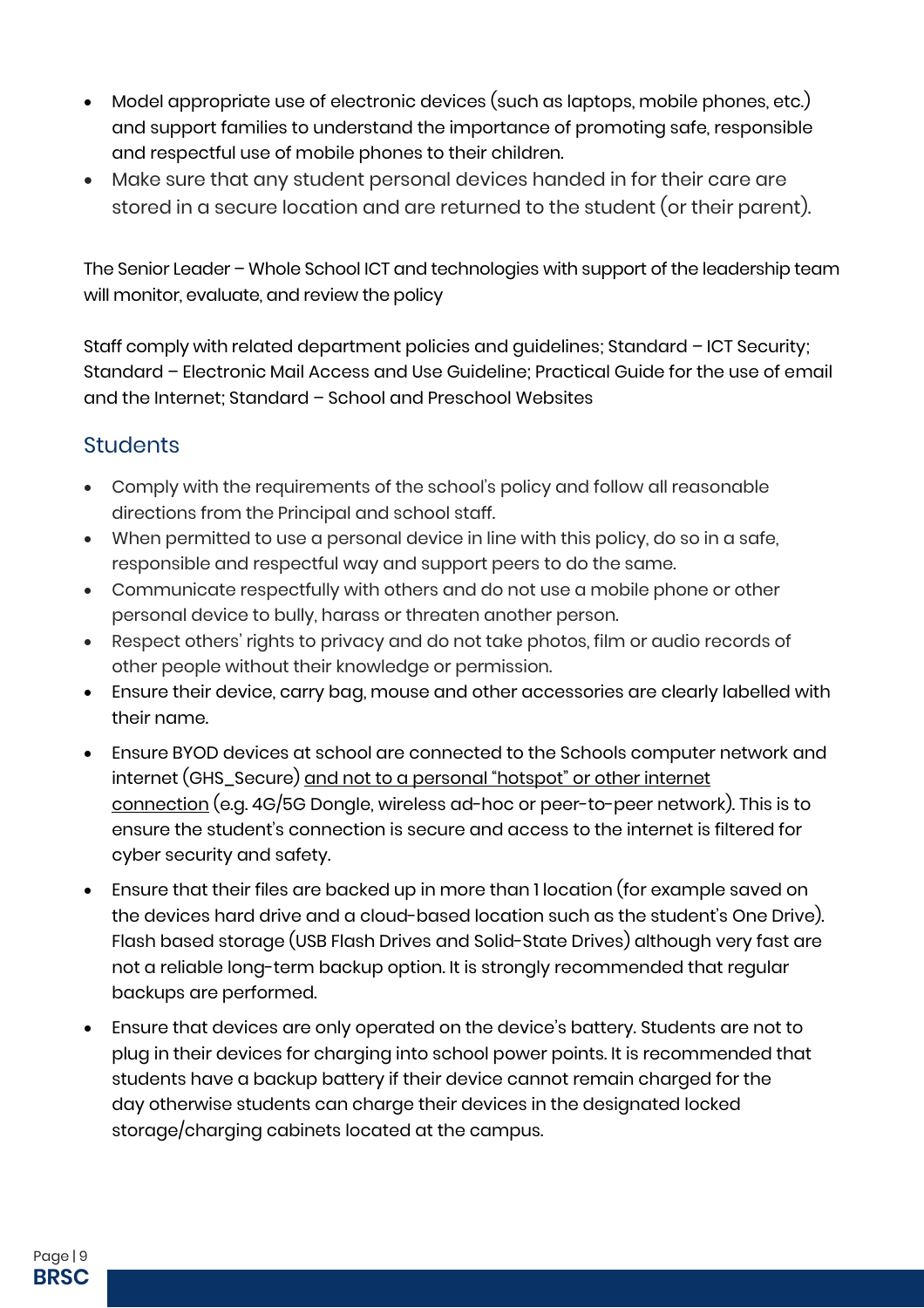- Model appropriate use of electronic devices (such as laptops, mobile phones, etc.) and support families to understand the importance of promoting safe, responsible and respectful use of mobile phones to their children.
- Make sure that any student personal devices handed in for their care are stored in a secure location and are returned to the student (or their parent).

The Senior Leader – Whole School ICT and technologies with support of the leadership team will monitor, evaluate, and review the policy

Staff comply with related department policies and guidelines; Standard – ICT Security; Standard – Electronic Mail Access and Use Guideline; Practical Guide for the use of email and the Internet; Standard – School and Preschool Websites

## Students

- Comply with the requirements of the school's policy and follow all reasonable directions from the Principal and school staff.
- When permitted to use a personal device in line with this policy, do so in a safe, responsible and respectful way and support peers to do the same.
- Communicate respectfully with others and do not use a mobile phone or other personal device to bully, harass or threaten another person.
- Respect others' rights to privacy and do not take photos, film or audio records of other people without their knowledge or permission.
- Ensure their device, carry bag, mouse and other accessories are clearly labelled with their name.
- Ensure BYOD devices at school are connected to the Schools computer network and internet (GHS_Secure) <u>and not to a personal "hotspot" or other internet connection</u> (e.g. 4G/5G Dongle, wireless ad-hoc or peer-to-peer network). This is to ensure the student's connection is secure and access to the internet is filtered for cyber security and safety.
- Ensure that their files are backed up in more than 1 location (for example saved on the devices hard drive and a cloud-based location such as the student's One Drive). Flash based storage (USB Flash Drives and Solid-State Drives) although very fast are not a reliable long-term backup option. It is strongly recommended that regular backups are performed.
- Ensure that devices are only operated on the device's battery. Students are not to plug in their devices for charging into school power points. It is recommended that students have a backup battery if their device cannot remain charged for the day otherwise students can charge their devices in the designated locked storage/charging cabinets located at the campus.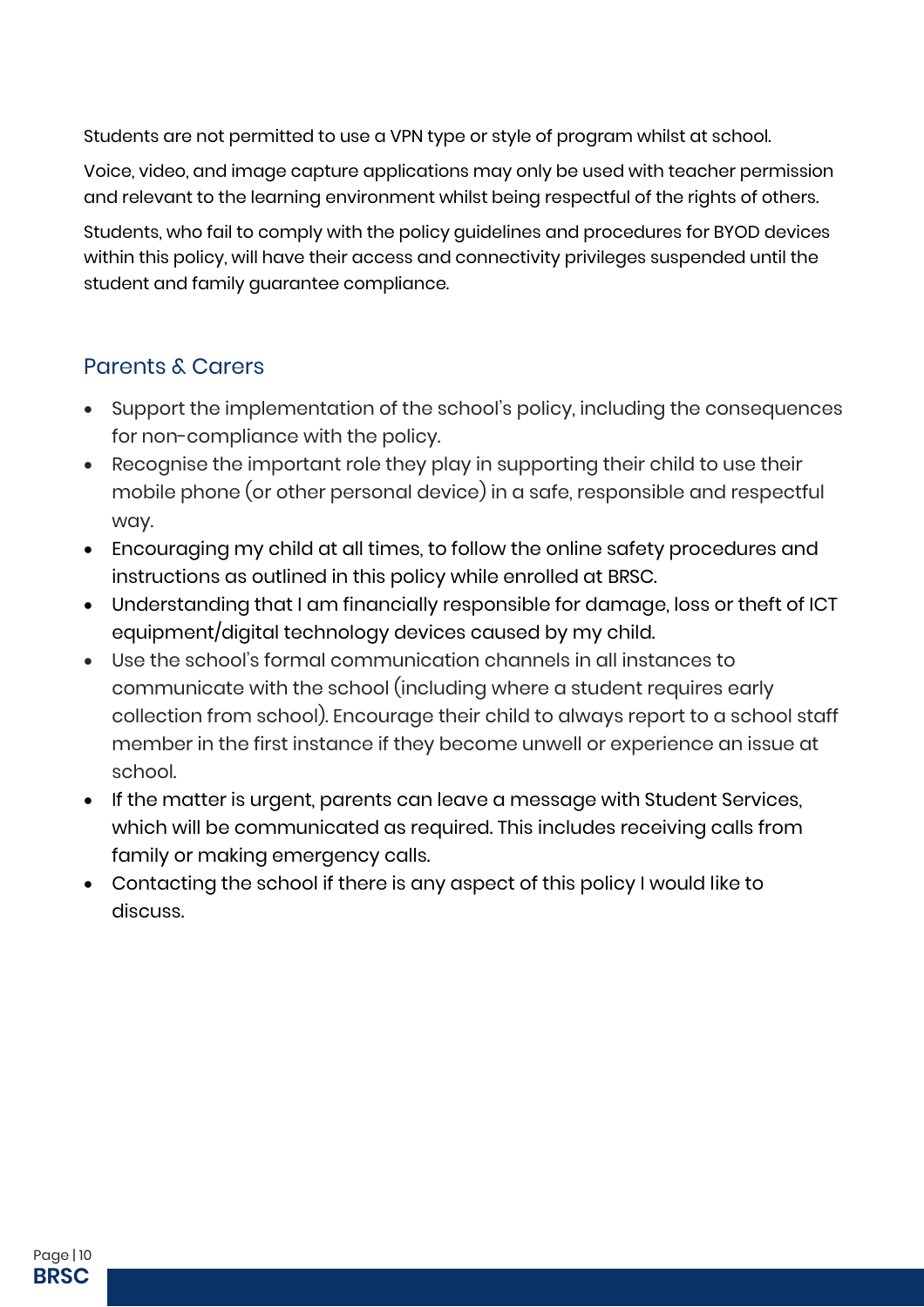Students are not permitted to use a VPN type or style of program whilst at school.

Voice, video, and image capture applications may only be used with teacher permission and relevant to the learning environment whilst being respectful of the rights of others.

Students, who fail to comply with the policy guidelines and procedures for BYOD devices within this policy, will have their access and connectivity privileges suspended until the student and family guarantee compliance.

## Parents & Carers

- Support the implementation of the school's policy, including the consequences for non-compliance with the policy.
- Recognise the important role they play in supporting their child to use their mobile phone (or other personal device) in a safe, responsible and respectful way.
- Encouraging my child at all times, to follow the online safety procedures and instructions as outlined in this policy while enrolled at BRSC.
- Understanding that I am financially responsible for damage, loss or theft of ICT equipment/digital technology devices caused by my child.
- Use the school's formal communication channels in all instances to communicate with the school (including where a student requires early collection from school). Encourage their child to always report to a school staff member in the first instance if they become unwell or experience an issue at school.
- If the matter is urgent, parents can leave a message with Student Services, which will be communicated as required. This includes receiving calls from family or making emergency calls.
- Contacting the school if there is any aspect of this policy I would like to discuss.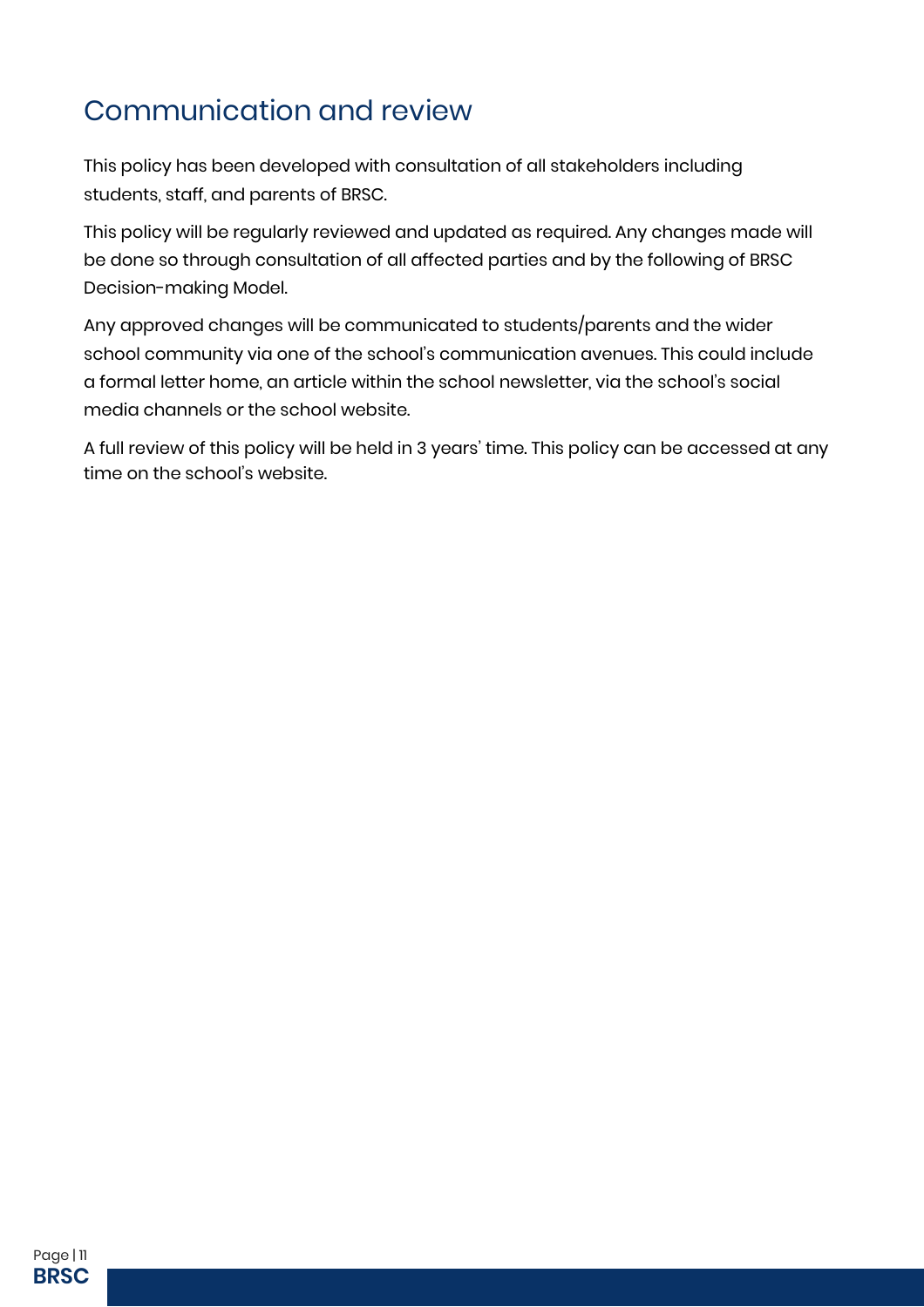## Communication and review

This policy has been developed with consultation of all stakeholders including students, staff, and parents of BRSC.

This policy will be regularly reviewed and updated as required. Any changes made will be done so through consultation of all affected parties and by the following of BRSC Decision-making Model.

Any approved changes will be communicated to students/parents and the wider school community via one of the school's communication avenues. This could include a formal letter home, an article within the school newsletter, via the school's social media channels or the school website.

A full review of this policy will be held in 3 years' time. This policy can be accessed at any time on the school's website.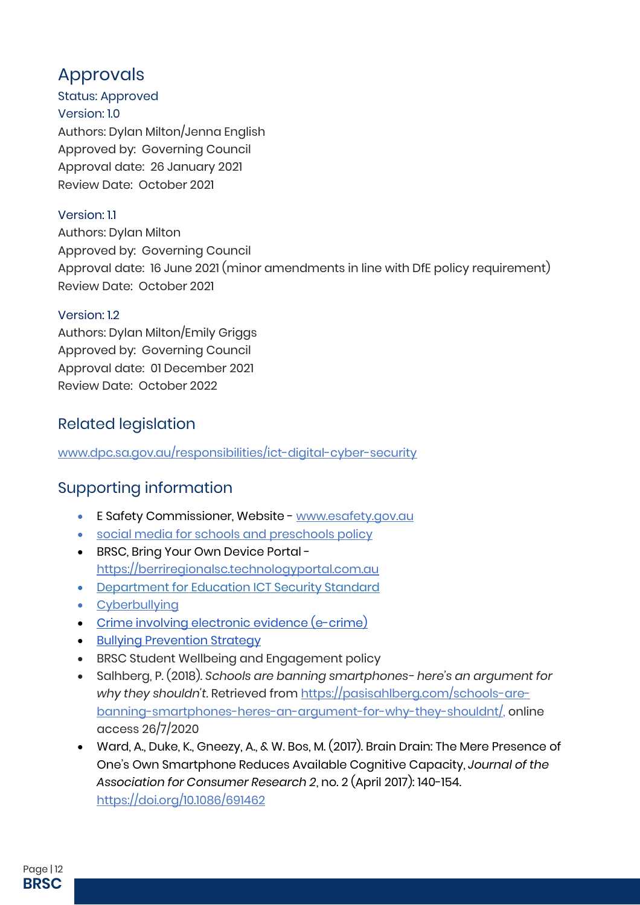## Approvals

Status: Approved

Version: 1.0

Authors: Dylan Milton/Jenna English

Approved by: Governing Council

Approval date: 26 January 2021

Review Date: October 2021

Version: 1.1

Authors: Dylan Milton

Approved by: Governing Council

Approval date: 16 June 2021 (minor amendments in line with DfE policy requirement)

Review Date: October 2021

Version: 1.2

Authors: Dylan Milton/Emily Griggs

Approved by: Governing Council

Approval date: 01 December 2021

Review Date: October 2022

## Related legislation

www.dpc.sa.gov.au/responsibilities/ict-digital-cyber-security

## Supporting information

- E Safety Commissioner, Website - www.esafety.gov.au
- social media for schools and preschools policy
- BRSC, Bring Your Own Device Portal - https://berriregionalsc.technologyportal.com.au
- Department for Education ICT Security Standard
- Cyberbullying
- Crime involving electronic evidence (e-crime)
- Bullying Prevention Strategy
- BRSC Student Wellbeing and Engagement policy
- Salhberg, P. (2018). *Schools are banning smartphones- here's an argument for why they shouldn't*. Retrieved from https://pasisahlberg.com/schools-are-banning-smartphones-heres-an-argument-for-why-they-shouldnt/, online access 26/7/2020
- Ward, A., Duke, K., Gneezy, A., & W. Bos, M. (2017). Brain Drain: The Mere Presence of One's Own Smartphone Reduces Available Cognitive Capacity, *Journal of the Association for Consumer Research 2*, no. 2 (April 2017): 140-154. https://doi.org/10.1086/691462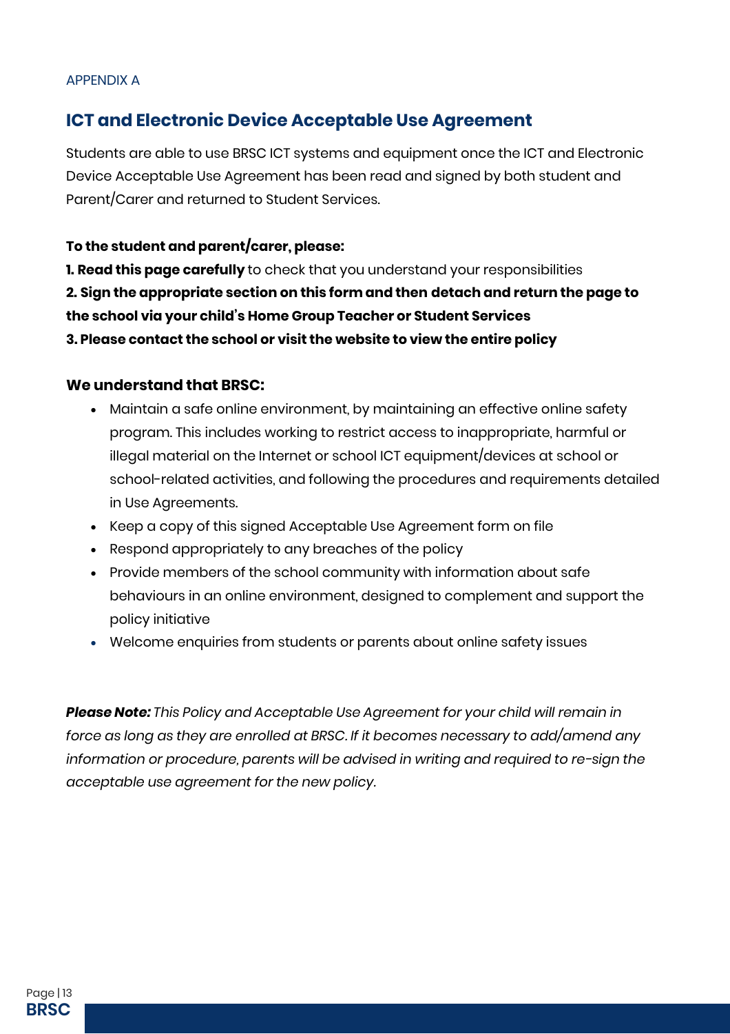APPENDIX A

## ICT and Electronic Device Acceptable Use Agreement

Students are able to use BRSC ICT systems and equipment once the ICT and Electronic Device Acceptable Use Agreement has been read and signed by both student and Parent/Carer and returned to Student Services.

**To the student and parent/carer, please:**
**1. Read this page carefully** to check that you understand your responsibilities
**2. Sign the appropriate section on this form and then detach and return the page to the school via your child's Home Group Teacher or Student Services**
**3. Please contact the school or visit the website to view the entire policy**

### We understand that BRSC:

- Maintain a safe online environment, by maintaining an effective online safety program. This includes working to restrict access to inappropriate, harmful or illegal material on the Internet or school ICT equipment/devices at school or school-related activities, and following the procedures and requirements detailed in Use Agreements.
- Keep a copy of this signed Acceptable Use Agreement form on file
- Respond appropriately to any breaches of the policy
- Provide members of the school community with information about safe behaviours in an online environment, designed to complement and support the policy initiative
- Welcome enquiries from students or parents about online safety issues

***Please Note:*** *This Policy and Acceptable Use Agreement for your child will remain in force as long as they are enrolled at BRSC. If it becomes necessary to add/amend any information or procedure, parents will be advised in writing and required to re-sign the acceptable use agreement for the new policy.*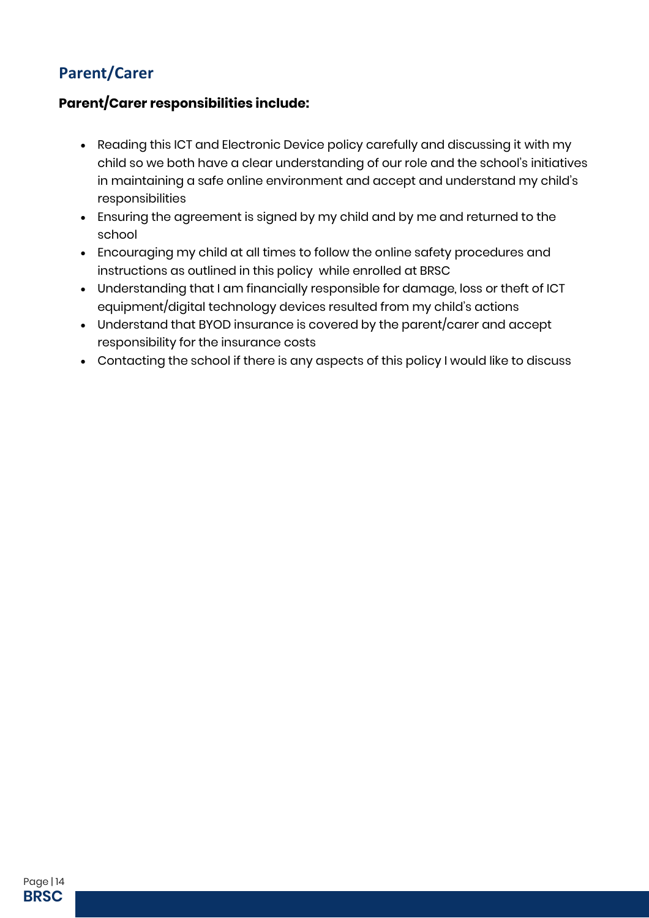## Parent/Carer

**Parent/Carer responsibilities include:**

- Reading this ICT and Electronic Device policy carefully and discussing it with my child so we both have a clear understanding of our role and the school's initiatives in maintaining a safe online environment and accept and understand my child's responsibilities
- Ensuring the agreement is signed by my child and by me and returned to the school
- Encouraging my child at all times to follow the online safety procedures and instructions as outlined in this policy while enrolled at BRSC
- Understanding that I am financially responsible for damage, loss or theft of ICT equipment/digital technology devices resulted from my child's actions
- Understand that BYOD insurance is covered by the parent/carer and accept responsibility for the insurance costs
- Contacting the school if there is any aspects of this policy I would like to discuss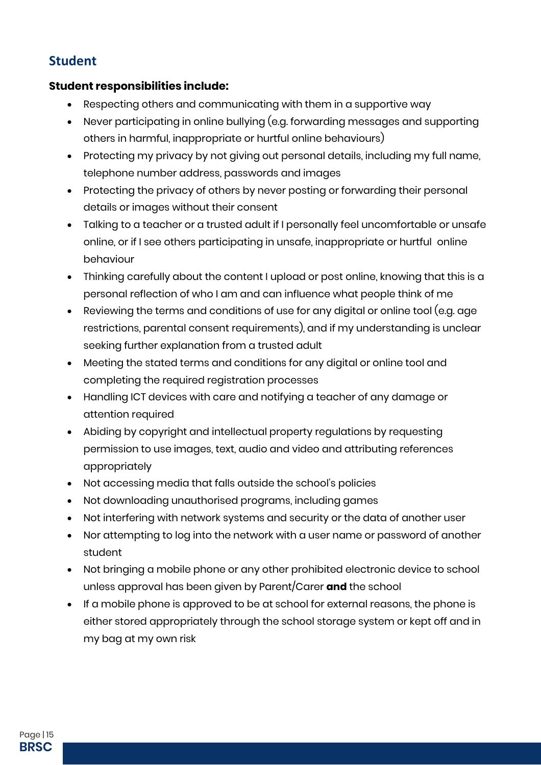## Student

**Student responsibilities include:**

- Respecting others and communicating with them in a supportive way
- Never participating in online bullying (e.g. forwarding messages and supporting others in harmful, inappropriate or hurtful online behaviours)
- Protecting my privacy by not giving out personal details, including my full name, telephone number address, passwords and images
- Protecting the privacy of others by never posting or forwarding their personal details or images without their consent
- Talking to a teacher or a trusted adult if I personally feel uncomfortable or unsafe online, or if I see others participating in unsafe, inappropriate or hurtful online behaviour
- Thinking carefully about the content I upload or post online, knowing that this is a personal reflection of who I am and can influence what people think of me
- Reviewing the terms and conditions of use for any digital or online tool (e.g. age restrictions, parental consent requirements), and if my understanding is unclear seeking further explanation from a trusted adult
- Meeting the stated terms and conditions for any digital or online tool and completing the required registration processes
- Handling ICT devices with care and notifying a teacher of any damage or attention required
- Abiding by copyright and intellectual property regulations by requesting permission to use images, text, audio and video and attributing references appropriately
- Not accessing media that falls outside the school's policies
- Not downloading unauthorised programs, including games
- Not interfering with network systems and security or the data of another user
- Nor attempting to log into the network with a user name or password of another student
- Not bringing a mobile phone or any other prohibited electronic device to school unless approval has been given by Parent/Carer **and** the school
- If a mobile phone is approved to be at school for external reasons, the phone is either stored appropriately through the school storage system or kept off and in my bag at my own risk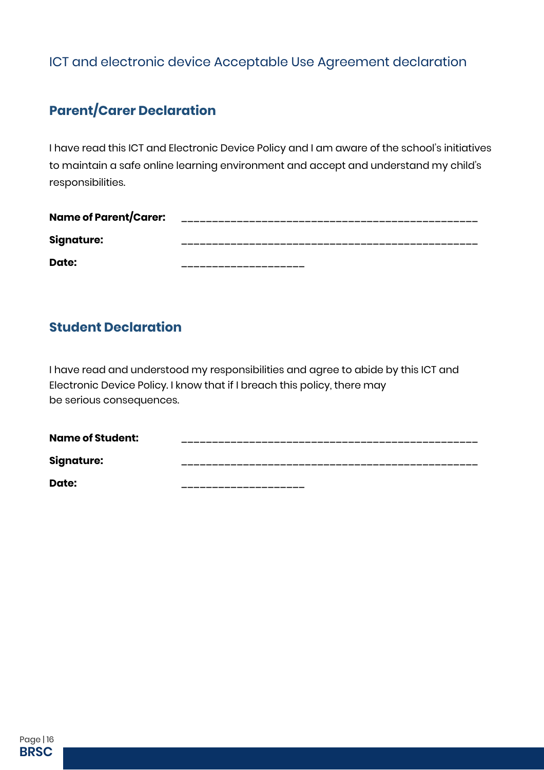# ICT and electronic device Acceptable Use Agreement declaration

## Parent/Carer Declaration

I have read this ICT and Electronic Device Policy and I am aware of the school's initiatives to maintain a safe online learning environment and accept and understand my child's responsibilities.

**Name of Parent/Carer:** ______________________________________________

**Signature:** ______________________________________________

**Date:** ____________________

## Student Declaration

I have read and understood my responsibilities and agree to abide by this ICT and Electronic Device Policy. I know that if I breach this policy, there may be serious consequences.

**Name of Student:** ______________________________________________

**Signature:** ______________________________________________

**Date:** ____________________